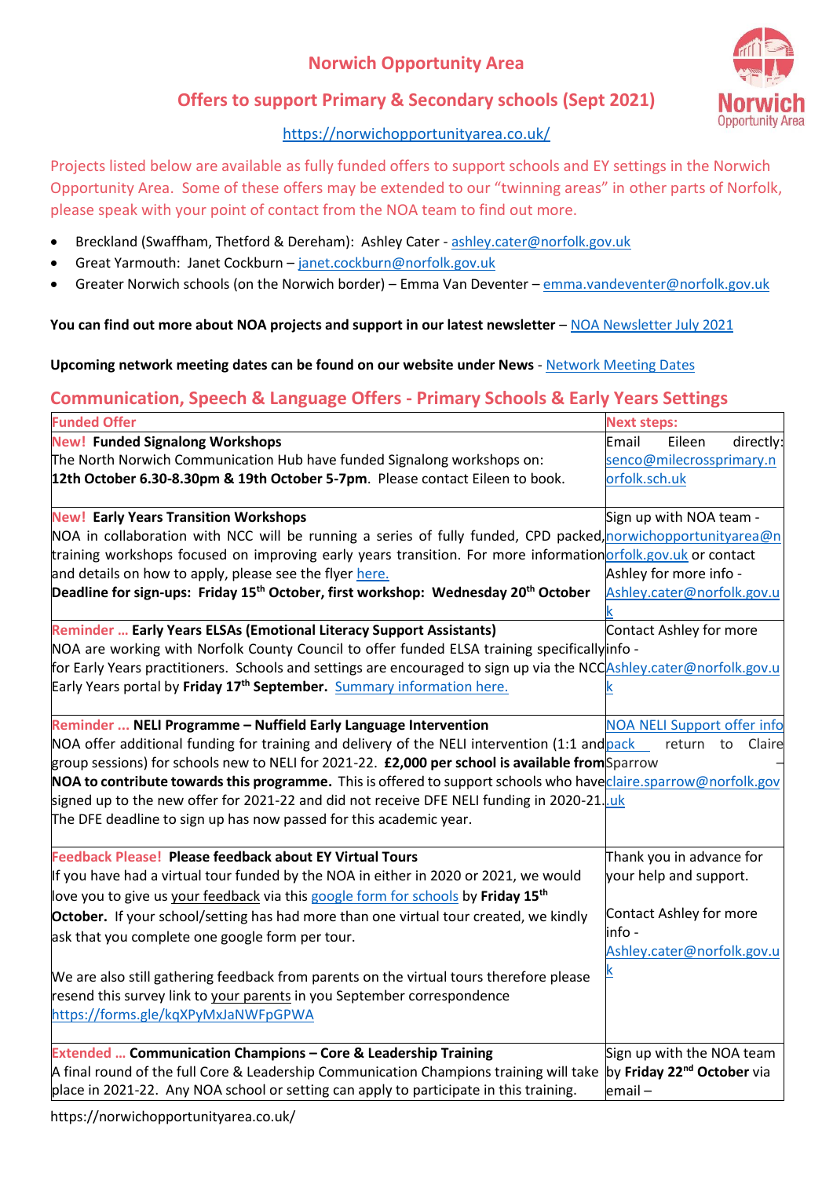# Norwich Opportunity Area

## Offers to support Primary & Secondary schools (Sept 2021)

https://norwichopportunityarea.co.uk/

Projects listed below are available as fully funded offers to support schools and EY settings in the Norwich Opportunity Area. Some of these offers may be extended to our "twinning areas" in other parts of Norfolk, please speak with your point of contact from the NOA team to find out more.

- Breckland (Swaffham, Thetford & Dereham): Ashley Cater - ashley.cater@norfolk.gov.uk
- Great Yarmouth: Janet Cockburn – janet.cockburn@norfolk.gov.uk
- Greater Norwich schools (on the Norwich border) – Emma Van Deventer – emma.vandeventer@norfolk.gov.uk

**You can find out more about NOA projects and support in our latest newsletter** – NOA Newsletter July 2021

**Upcoming network meeting dates can be found on our website under News** - Network Meeting Dates

## Communication, Speech & Language Offers - Primary Schools & Early Years Settings

| Funded Offer | Next steps: |
|---|---|
| New! **Funded Signalong Workshops**<br>The North Norwich Communication Hub have funded Signalong workshops on: **12th October 6.30-8.30pm & 19th October 5-7pm**. Please contact Eileen to book. | Email Eileen directly: senco@milecrossprimary.norfolk.sch.uk |
| New! **Early Years Transition Workshops**<br>NOA in collaboration with NCC will be running a series of fully funded, CPD packed, training workshops focused on improving early years transition. For more information and details on how to apply, please see the flyer here.<br>**Deadline for sign-ups: Friday 15th October, first workshop: Wednesday 20th October** | Sign up with NOA team - norwichopportunityarea@norfolk.gov.uk or contact Ashley for more info - Ashley.cater@norfolk.gov.uk |
| Reminder … **Early Years ELSAs (Emotional Literacy Support Assistants)**<br>NOA are working with Norfolk County Council to offer funded ELSA training specifically for Early Years practitioners. Schools and settings are encouraged to sign up via the NCC Early Years portal by **Friday 17th September.** Summary information here. | Contact Ashley for more info - Ashley.cater@norfolk.gov.uk |
| Reminder ... **NELI Programme – Nuffield Early Language Intervention**<br>NOA offer additional funding for training and delivery of the NELI intervention (1:1 and group sessions) for schools new to NELI for 2021-22. **£2,000 per school is available from NOA to contribute towards this programme.** This is offered to support schools who have signed up to the new offer for 2021-22 and did not receive DFE NELI funding in 2020-21. The DFE deadline to sign up has now passed for this academic year. | NOA NELI Support offer info pack return to Claire Sparrow – claire.sparrow@norfolk.gov.uk |
| Feedback Please! **Please feedback about EY Virtual Tours**<br>If you have had a virtual tour funded by the NOA in either in 2020 or 2021, we would love you to give us your feedback via this google form for schools by **Friday 15th October.** If your school/setting has had more than one virtual tour created, we kindly ask that you complete one google form per tour.<br><br>We are also still gathering feedback from parents on the virtual tours therefore please resend this survey link to your parents in you September correspondence https://forms.gle/kqXPyMxJaNWFpGPWA | Thank you in advance for your help and support.<br><br>Contact Ashley for more info - Ashley.cater@norfolk.gov.uk |
| Extended … **Communication Champions – Core & Leadership Training**<br>A final round of the full Core & Leadership Communication Champions training will take place in 2021-22. Any NOA school or setting can apply to participate in this training. | Sign up with the NOA team by **Friday 22nd October** via email – |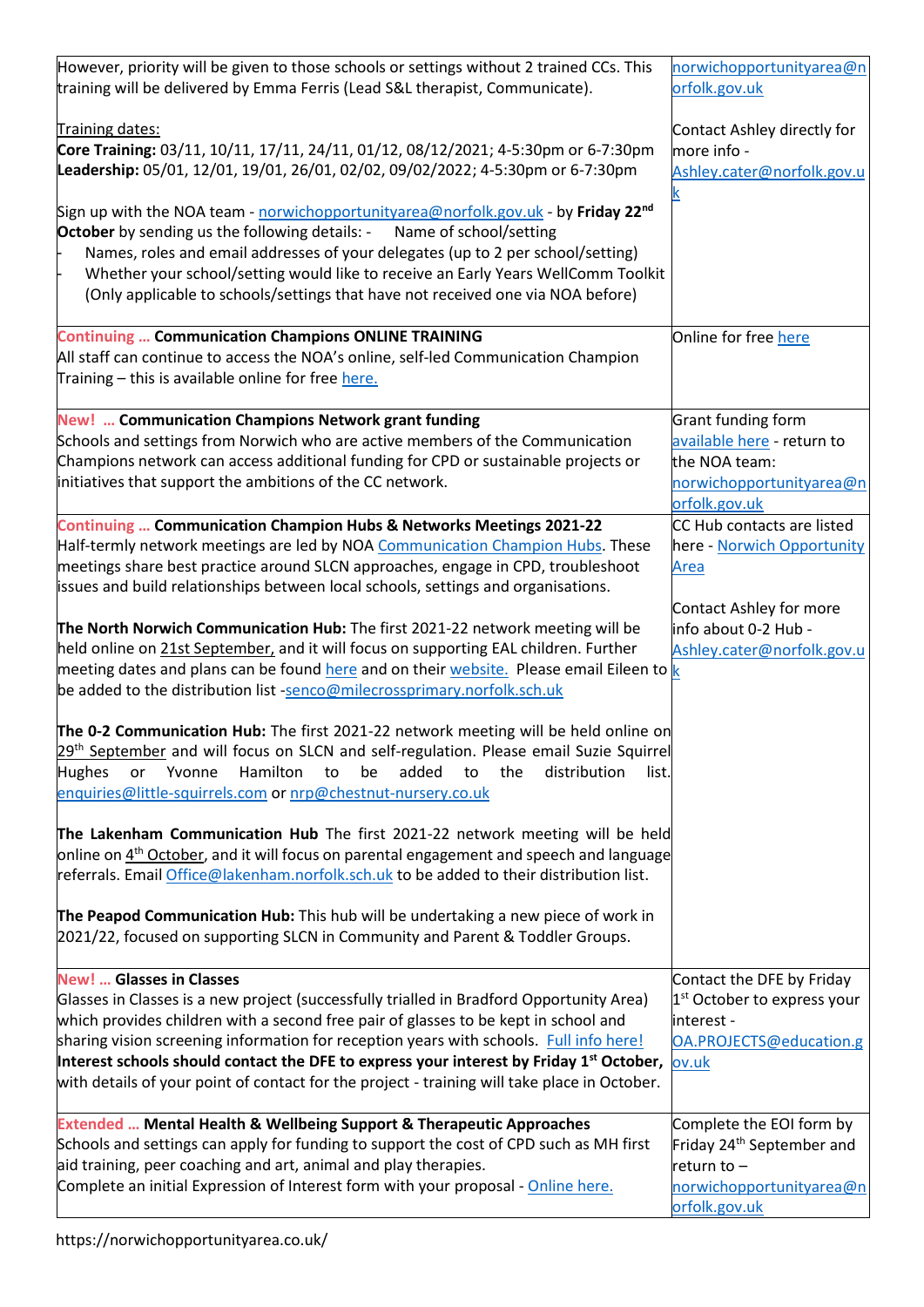| | |
|---|---|
| However, priority will be given to those schools or settings without 2 trained CCs. This training will be delivered by Emma Ferris (Lead S&L therapist, Communicate).<br><br>Training dates:<br>**Core Training:** 03/11, 10/11, 17/11, 24/11, 01/12, 08/12/2021; 4-5:30pm or 6-7:30pm<br>**Leadership:** 05/01, 12/01, 19/01, 26/01, 02/02, 09/02/2022; 4-5:30pm or 6-7:30pm<br><br>Sign up with the NOA team - norwichopportunityarea@norfolk.gov.uk - by **Friday 22nd October** by sending us the following details: - Name of school/setting<br>- Names, roles and email addresses of your delegates (up to 2 per school/setting)<br>- Whether your school/setting would like to receive an Early Years WellComm Toolkit (Only applicable to schools/settings that have not received one via NOA before) | norwichopportunityarea@norfolk.gov.uk<br><br>Contact Ashley directly for more info - Ashley.cater@norfolk.gov.uk |
| Continuing … **Communication Champions ONLINE TRAINING**<br>All staff can continue to access the NOA's online, self-led Communication Champion Training – this is available online for free here. | Online for free here |
| New! … **Communication Champions Network grant funding**<br>Schools and settings from Norwich who are active members of the Communication Champions network can access additional funding for CPD or sustainable projects or initiatives that support the ambitions of the CC network. | Grant funding form available here - return to the NOA team: norwichopportunityarea@norfolk.gov.uk |
| Continuing … **Communication Champion Hubs & Networks Meetings 2021-22**<br>Half-termly network meetings are led by NOA Communication Champion Hubs. These meetings share best practice around SLCN approaches, engage in CPD, troubleshoot issues and build relationships between local schools, settings and organisations.<br><br>**The North Norwich Communication Hub:** The first 2021-22 network meeting will be held online on 21st September, and it will focus on supporting EAL children. Further meeting dates and plans can be found here and on their website. Please email Eileen to be added to the distribution list -senco@milecrossprimary.norfolk.sch.uk<br><br>**The 0-2 Communication Hub:** The first 2021-22 network meeting will be held online on 29th September and will focus on SLCN and self-regulation. Please email Suzie Squirrel Hughes or Yvonne Hamilton to be added to the distribution list. enquiries@little-squirrels.com or nrp@chestnut-nursery.co.uk<br><br>**The Lakenham Communication Hub** The first 2021-22 network meeting will be held online on 4th October, and it will focus on parental engagement and speech and language referrals. Email Office@lakenham.norfolk.sch.uk to be added to their distribution list.<br><br>**The Peapod Communication Hub:** This hub will be undertaking a new piece of work in 2021/22, focused on supporting SLCN in Community and Parent & Toddler Groups. | CC Hub contacts are listed here - Norwich Opportunity Area<br><br>Contact Ashley for more info about 0-2 Hub - Ashley.cater@norfolk.gov.uk |
| New! … **Glasses in Classes**<br>Glasses in Classes is a new project (successfully trialled in Bradford Opportunity Area) which provides children with a second free pair of glasses to be kept in school and sharing vision screening information for reception years with schools. Full info here!<br>**Interest schools should contact the DFE to express your interest by Friday 1st October,** with details of your point of contact for the project - training will take place in October. | Contact the DFE by Friday 1st October to express your interest - OA.PROJECTS@education.gov.uk |
| Extended … **Mental Health & Wellbeing Support & Therapeutic Approaches**<br>Schools and settings can apply for funding to support the cost of CPD such as MH first aid training, peer coaching and art, animal and play therapies.<br>Complete an initial Expression of Interest form with your proposal - Online here. | Complete the EOI form by Friday 24th September and return to – norwichopportunityarea@norfolk.gov.uk |

https://norwichopportunityarea.co.uk/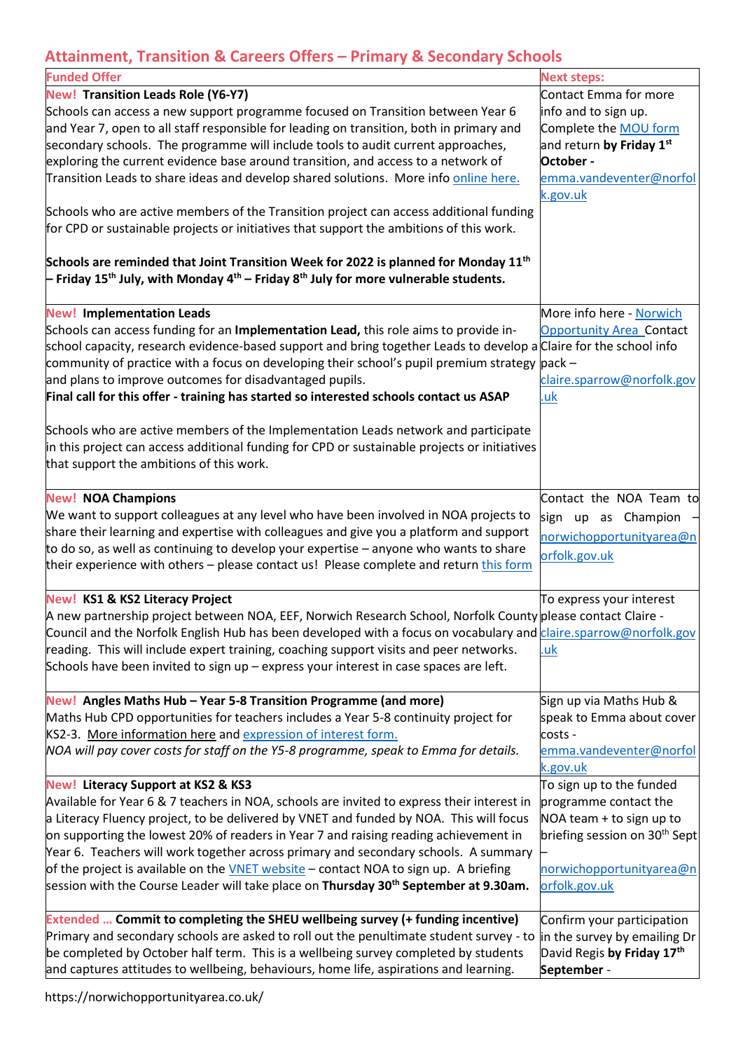## Attainment, Transition & Careers Offers – Primary & Secondary Schools

| Funded Offer | Next steps: |
|---|---|
| **New! Transition Leads Role (Y6-Y7)**<br>Schools can access a new support programme focused on Transition between Year 6 and Year 7, open to all staff responsible for leading on transition, both in primary and secondary schools. The programme will include tools to audit current approaches, exploring the current evidence base around transition, and access to a network of Transition Leads to share ideas and develop shared solutions. More info online here.<br><br>Schools who are active members of the Transition project can access additional funding for CPD or sustainable projects or initiatives that support the ambitions of this work.<br><br>**Schools are reminded that Joint Transition Week for 2022 is planned for Monday 11th – Friday 15th July, with Monday 4th – Friday 8th July for more vulnerable students.** | Contact Emma for more info and to sign up. Complete the MOU form and return **by Friday 1st October** - emma.vandeventer@norfolk.gov.uk |
| **New! Implementation Leads**<br>Schools can access funding for an **Implementation Lead,** this role aims to provide in-school capacity, research evidence-based support and bring together Leads to develop a community of practice with a focus on developing their school's pupil premium strategy and plans to improve outcomes for disadvantaged pupils.<br>**Final call for this offer - training has started so interested schools contact us ASAP**<br><br>Schools who are active members of the Implementation Leads network and participate in this project can access additional funding for CPD or sustainable projects or initiatives that support the ambitions of this work. | More info here - Norwich Opportunity Area Contact Claire for the school info pack – claire.sparrow@norfolk.gov.uk |
| **New! NOA Champions**<br>We want to support colleagues at any level who have been involved in NOA projects to share their learning and expertise with colleagues and give you a platform and support to do so, as well as continuing to develop your expertise – anyone who wants to share their experience with others – please contact us! Please complete and return this form | Contact the NOA Team to sign up as Champion – norwichopportunityarea@norfolk.gov.uk |
| **New! KS1 & KS2 Literacy Project**<br>A new partnership project between NOA, EEF, Norwich Research School, Norfolk County Council and the Norfolk English Hub has been developed with a focus on vocabulary and reading. This will include expert training, coaching support visits and peer networks. Schools have been invited to sign up – express your interest in case spaces are left. | To express your interest please contact Claire - claire.sparrow@norfolk.gov.uk |
| **New! Angles Maths Hub – Year 5-8 Transition Programme (and more)**<br>Maths Hub CPD opportunities for teachers includes a Year 5-8 continuity project for KS2-3. More information here and expression of interest form.<br>*NOA will pay cover costs for staff on the Y5-8 programme, speak to Emma for details.* | Sign up via Maths Hub & speak to Emma about cover costs - emma.vandeventer@norfolk.gov.uk |
| **New! Literacy Support at KS2 & KS3**<br>Available for Year 6 & 7 teachers in NOA, schools are invited to express their interest in a Literacy Fluency project, to be delivered by VNET and funded by NOA. This will focus on supporting the lowest 20% of readers in Year 7 and raising reading achievement in Year 6. Teachers will work together across primary and secondary schools. A summary of the project is available on the VNET website – contact NOA to sign up. A briefing session with the Course Leader will take place on **Thursday 30th September at 9.30am.** | To sign up to the funded programme contact the NOA team + to sign up to briefing session on 30th Sept – norwichopportunityarea@norfolk.gov.uk |
| **Extended … Commit to completing the SHEU wellbeing survey (+ funding incentive)**<br>Primary and secondary schools are asked to roll out the penultimate student survey - to be completed by October half term. This is a wellbeing survey completed by students and captures attitudes to wellbeing, behaviours, home life, aspirations and learning. | Confirm your participation in the survey by emailing Dr David Regis **by Friday 17th September** - |

https://norwichopportunityarea.co.uk/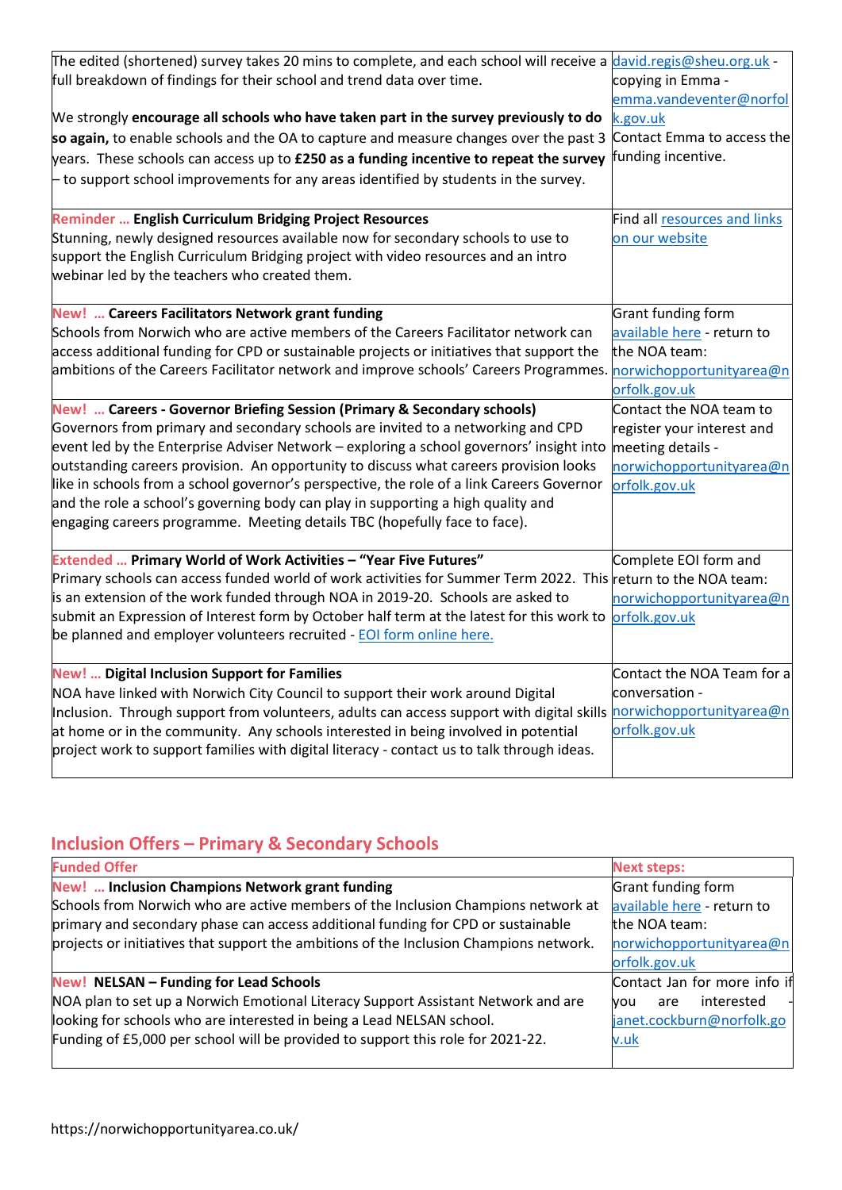| | |
|---|---|
| The edited (shortened) survey takes 20 mins to complete, and each school will receive a full breakdown of findings for their school and trend data over time.<br><br>We strongly **encourage all schools who have taken part in the survey previously to do so again,** to enable schools and the OA to capture and measure changes over the past 3 years. These schools can access up to **£250 as a funding incentive to repeat the survey** – to support school improvements for any areas identified by students in the survey. | david.regis@sheu.org.uk - copying in Emma - emma.vandeventer@norfolk.gov.uk Contact Emma to access the funding incentive. |
| **Reminder … English Curriculum Bridging Project Resources**<br>Stunning, newly designed resources available now for secondary schools to use to support the English Curriculum Bridging project with video resources and an intro webinar led by the teachers who created them. | Find all resources and links on our website |
| **New! … Careers Facilitators Network grant funding**<br>Schools from Norwich who are active members of the Careers Facilitator network can access additional funding for CPD or sustainable projects or initiatives that support the ambitions of the Careers Facilitator network and improve schools' Careers Programmes. | Grant funding form available here - return to the NOA team: norwichopportunityarea@norfolk.gov.uk |
| **New! … Careers - Governor Briefing Session (Primary & Secondary schools)**<br>Governors from primary and secondary schools are invited to a networking and CPD event led by the Enterprise Adviser Network – exploring a school governors' insight into outstanding careers provision. An opportunity to discuss what careers provision looks like in schools from a school governor's perspective, the role of a link Careers Governor and the role a school's governing body can play in supporting a high quality and engaging careers programme. Meeting details TBC (hopefully face to face). | Contact the NOA team to register your interest and meeting details - norwichopportunityarea@norfolk.gov.uk |
| **Extended … Primary World of Work Activities – "Year Five Futures"**<br>Primary schools can access funded world of work activities for Summer Term 2022. This is an extension of the work funded through NOA in 2019-20. Schools are asked to submit an Expression of Interest form by October half term at the latest for this work to be planned and employer volunteers recruited - EOI form online here. | Complete EOI form and return to the NOA team: norwichopportunityarea@norfolk.gov.uk |
| **New! … Digital Inclusion Support for Families**<br>NOA have linked with Norwich City Council to support their work around Digital Inclusion. Through support from volunteers, adults can access support with digital skills at home or in the community. Any schools interested in being involved in potential project work to support families with digital literacy - contact us to talk through ideas. | Contact the NOA Team for a conversation - norwichopportunityarea@norfolk.gov.uk |

## Inclusion Offers – Primary & Secondary Schools

| Funded Offer | Next steps: |
|---|---|
| **New! … Inclusion Champions Network grant funding**<br>Schools from Norwich who are active members of the Inclusion Champions network at primary and secondary phase can access additional funding for CPD or sustainable projects or initiatives that support the ambitions of the Inclusion Champions network. | Grant funding form available here - return to the NOA team: norwichopportunityarea@norfolk.gov.uk |
| **New! NELSAN – Funding for Lead Schools**<br>NOA plan to set up a Norwich Emotional Literacy Support Assistant Network and are looking for schools who are interested in being a Lead NELSAN school.<br>Funding of £5,000 per school will be provided to support this role for 2021-22. | Contact Jan for more info if you are interested - janet.cockburn@norfolk.gov.uk |

https://norwichopportunityarea.co.uk/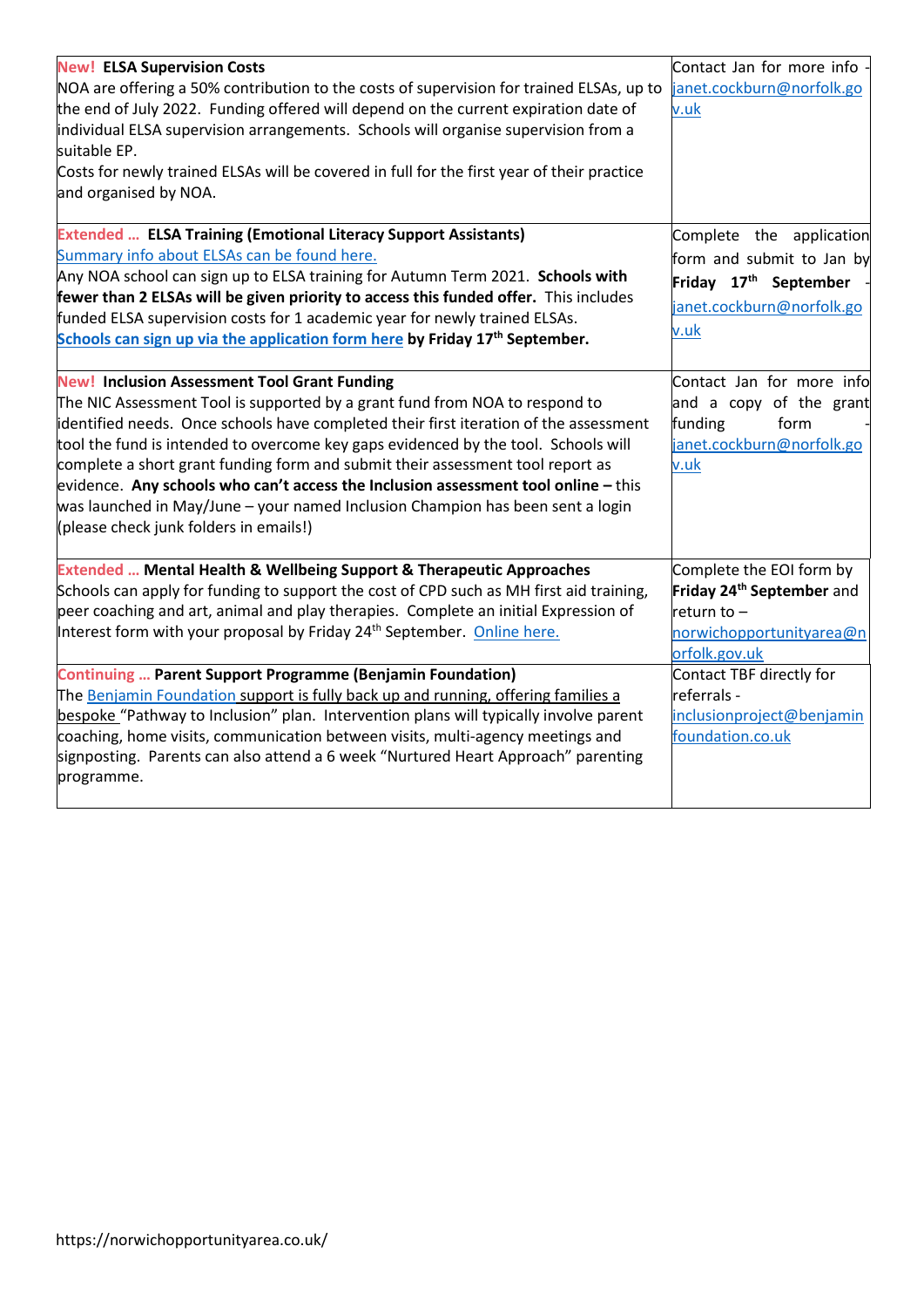| | |
|---|---|
| **New! ELSA Supervision Costs**<br>NOA are offering a 50% contribution to the costs of supervision for trained ELSAs, up to the end of July 2022. Funding offered will depend on the current expiration date of individual ELSA supervision arrangements. Schools will organise supervision from a suitable EP.<br>Costs for newly trained ELSAs will be covered in full for the first year of their practice and organised by NOA. | Contact Jan for more info - janet.cockburn@norfolk.gov.uk |
| **Extended … ELSA Training (Emotional Literacy Support Assistants)**<br>Summary info about ELSAs can be found here.<br>Any NOA school can sign up to ELSA training for Autumn Term 2021. **Schools with fewer than 2 ELSAs will be given priority to access this funded offer.** This includes funded ELSA supervision costs for 1 academic year for newly trained ELSAs.<br>**Schools can sign up via the application form here by Friday 17th September.** | Complete the application form and submit to Jan by **Friday 17th September** - janet.cockburn@norfolk.gov.uk |
| **New! Inclusion Assessment Tool Grant Funding**<br>The NIC Assessment Tool is supported by a grant fund from NOA to respond to identified needs. Once schools have completed their first iteration of the assessment tool the fund is intended to overcome key gaps evidenced by the tool. Schools will complete a short grant funding form and submit their assessment tool report as evidence. **Any schools who can't access the Inclusion assessment tool online –** this was launched in May/June – your named Inclusion Champion has been sent a login (please check junk folders in emails!) | Contact Jan for more info and a copy of the grant funding form - janet.cockburn@norfolk.gov.uk |
| **Extended … Mental Health & Wellbeing Support & Therapeutic Approaches**<br>Schools can apply for funding to support the cost of CPD such as MH first aid training, peer coaching and art, animal and play therapies. Complete an initial Expression of Interest form with your proposal by Friday 24th September. Online here. | Complete the EOI form by **Friday 24th September** and return to – norwichopportunityarea@norfolk.gov.uk |
| **Continuing … Parent Support Programme (Benjamin Foundation)**<br>The Benjamin Foundation support is fully back up and running, offering families a bespoke "Pathway to Inclusion" plan. Intervention plans will typically involve parent coaching, home visits, communication between visits, multi-agency meetings and signposting. Parents can also attend a 6 week "Nurtured Heart Approach" parenting programme. | Contact TBF directly for referrals - inclusionproject@benjaminfoundation.co.uk |

https://norwichopportunityarea.co.uk/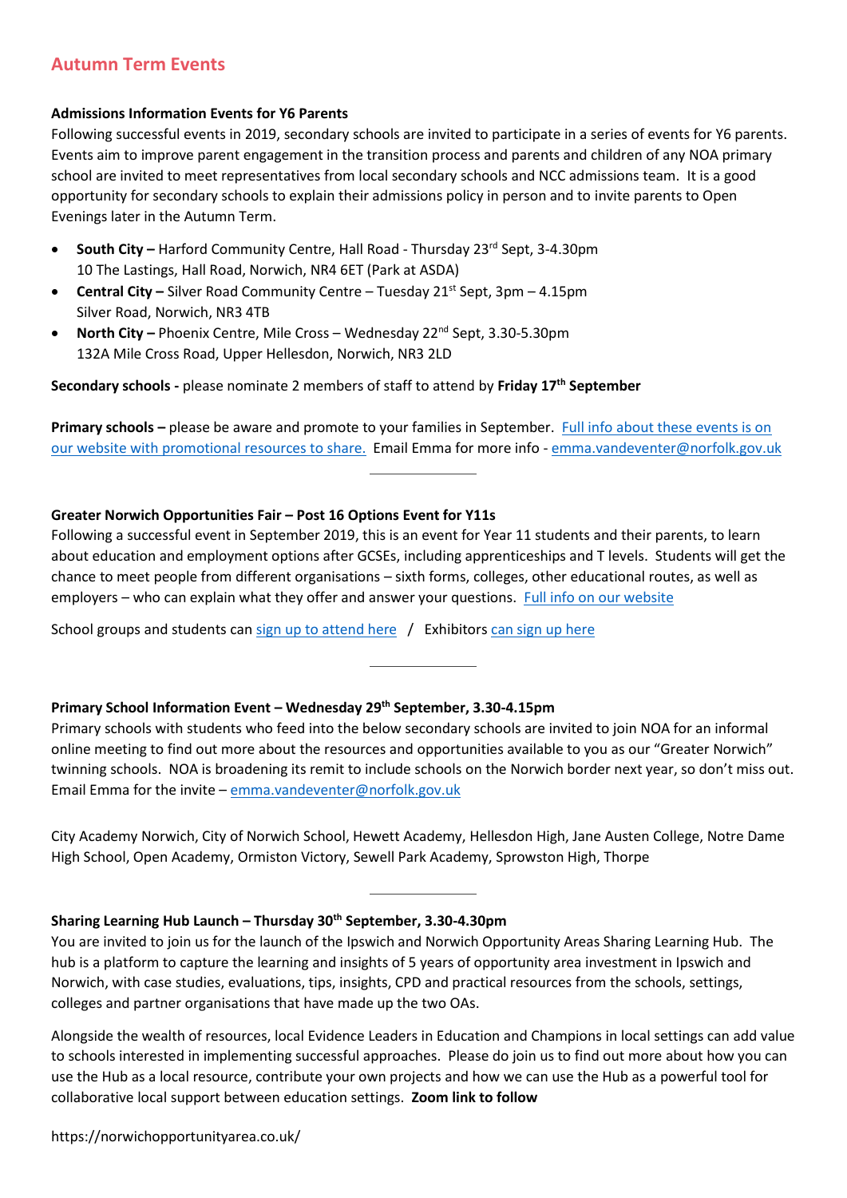## Autumn Term Events

**Admissions Information Events for Y6 Parents**

Following successful events in 2019, secondary schools are invited to participate in a series of events for Y6 parents. Events aim to improve parent engagement in the transition process and parents and children of any NOA primary school are invited to meet representatives from local secondary schools and NCC admissions team. It is a good opportunity for secondary schools to explain their admissions policy in person and to invite parents to Open Evenings later in the Autumn Term.

- **South City –** Harford Community Centre, Hall Road - Thursday 23rd Sept, 3-4.30pm
  10 The Lastings, Hall Road, Norwich, NR4 6ET (Park at ASDA)
- **Central City –** Silver Road Community Centre – Tuesday 21st Sept, 3pm – 4.15pm
  Silver Road, Norwich, NR3 4TB
- **North City –** Phoenix Centre, Mile Cross – Wednesday 22nd Sept, 3.30-5.30pm
  132A Mile Cross Road, Upper Hellesdon, Norwich, NR3 2LD

**Secondary schools -** please nominate 2 members of staff to attend by **Friday 17th September**

**Primary schools –** please be aware and promote to your families in September. Full info about these events is on our website with promotional resources to share. Email Emma for more info - emma.vandeventer@norfolk.gov.uk

---

**Greater Norwich Opportunities Fair – Post 16 Options Event for Y11s**

Following a successful event in September 2019, this is an event for Year 11 students and their parents, to learn about education and employment options after GCSEs, including apprenticeships and T levels. Students will get the chance to meet people from different organisations – sixth forms, colleges, other educational routes, as well as employers – who can explain what they offer and answer your questions. Full info on our website

School groups and students can sign up to attend here / Exhibitors can sign up here

---

**Primary School Information Event – Wednesday 29th September, 3.30-4.15pm**

Primary schools with students who feed into the below secondary schools are invited to join NOA for an informal online meeting to find out more about the resources and opportunities available to you as our "Greater Norwich" twinning schools. NOA is broadening its remit to include schools on the Norwich border next year, so don't miss out. Email Emma for the invite – emma.vandeventer@norfolk.gov.uk

City Academy Norwich, City of Norwich School, Hewett Academy, Hellesdon High, Jane Austen College, Notre Dame High School, Open Academy, Ormiston Victory, Sewell Park Academy, Sprowston High, Thorpe

---

**Sharing Learning Hub Launch – Thursday 30th September, 3.30-4.30pm**

You are invited to join us for the launch of the Ipswich and Norwich Opportunity Areas Sharing Learning Hub. The hub is a platform to capture the learning and insights of 5 years of opportunity area investment in Ipswich and Norwich, with case studies, evaluations, tips, insights, CPD and practical resources from the schools, settings, colleges and partner organisations that have made up the two OAs.

Alongside the wealth of resources, local Evidence Leaders in Education and Champions in local settings can add value to schools interested in implementing successful approaches. Please do join us to find out more about how you can use the Hub as a local resource, contribute your own projects and how we can use the Hub as a powerful tool for collaborative local support between education settings. **Zoom link to follow**

https://norwichopportunityarea.co.uk/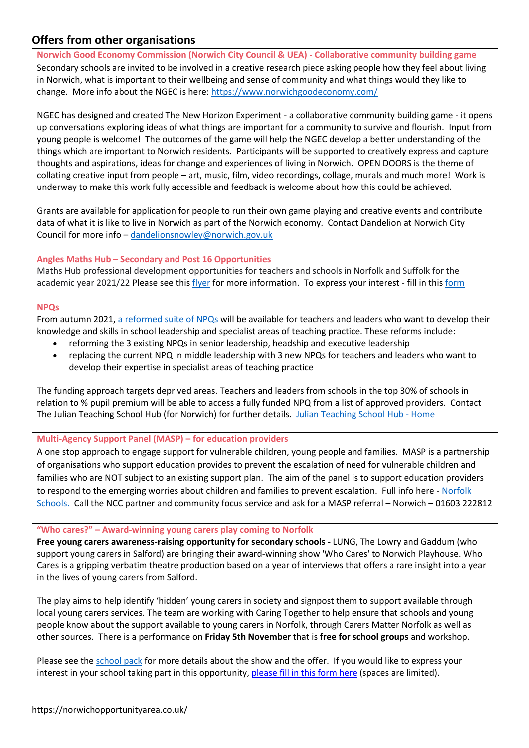## Offers from other organisations

### Norwich Good Economy Commission (Norwich City Council & UEA) - Collaborative community building game

Secondary schools are invited to be involved in a creative research piece asking people how they feel about living in Norwich, what is important to their wellbeing and sense of community and what things would they like to change. More info about the NGEC is here: https://www.norwichgoodeconomy.com/

NGEC has designed and created The New Horizon Experiment - a collaborative community building game - it opens up conversations exploring ideas of what things are important for a community to survive and flourish. Input from young people is welcome! The outcomes of the game will help the NGEC develop a better understanding of the things which are important to Norwich residents. Participants will be supported to creatively express and capture thoughts and aspirations, ideas for change and experiences of living in Norwich. OPEN DOORS is the theme of collating creative input from people – art, music, film, video recordings, collage, murals and much more! Work is underway to make this work fully accessible and feedback is welcome about how this could be achieved.

Grants are available for application for people to run their own game playing and creative events and contribute data of what it is like to live in Norwich as part of the Norwich economy. Contact Dandelion at Norwich City Council for more info – dandelionsnowley@norwich.gov.uk

### Angles Maths Hub – Secondary and Post 16 Opportunities

Maths Hub professional development opportunities for teachers and schools in Norfolk and Suffolk for the academic year 2021/22 Please see this flyer for more information. To express your interest - fill in this form

### NPQs

From autumn 2021, a reformed suite of NPQs will be available for teachers and leaders who want to develop their knowledge and skills in school leadership and specialist areas of teaching practice. These reforms include:

- reforming the 3 existing NPQs in senior leadership, headship and executive leadership
- replacing the current NPQ in middle leadership with 3 new NPQs for teachers and leaders who want to develop their expertise in specialist areas of teaching practice

The funding approach targets deprived areas. Teachers and leaders from schools in the top 30% of schools in relation to % pupil premium will be able to access a fully funded NPQ from a list of approved providers. Contact The Julian Teaching School Hub (for Norwich) for further details. Julian Teaching School Hub - Home

### Multi-Agency Support Panel (MASP) – for education providers

A one stop approach to engage support for vulnerable children, young people and families. MASP is a partnership of organisations who support education provides to prevent the escalation of need for vulnerable children and families who are NOT subject to an existing support plan. The aim of the panel is to support education providers to respond to the emerging worries about children and families to prevent escalation. Full info here - Norfolk Schools. Call the NCC partner and community focus service and ask for a MASP referral – Norwich – 01603 222812

### "Who cares?" – Award-winning young carers play coming to Norfolk

**Free young carers awareness-raising opportunity for secondary schools -** LUNG, The Lowry and Gaddum (who support young carers in Salford) are bringing their award-winning show 'Who Cares' to Norwich Playhouse. Who Cares is a gripping verbatim theatre production based on a year of interviews that offers a rare insight into a year in the lives of young carers from Salford.

The play aims to help identify 'hidden' young carers in society and signpost them to support available through local young carers services. The team are working with Caring Together to help ensure that schools and young people know about the support available to young carers in Norfolk, through Carers Matter Norfolk as well as other sources. There is a performance on **Friday 5th November** that is **free for school groups** and workshop.

Please see the school pack for more details about the show and the offer. If you would like to express your interest in your school taking part in this opportunity, please fill in this form here (spaces are limited).

https://norwichopportunityarea.co.uk/